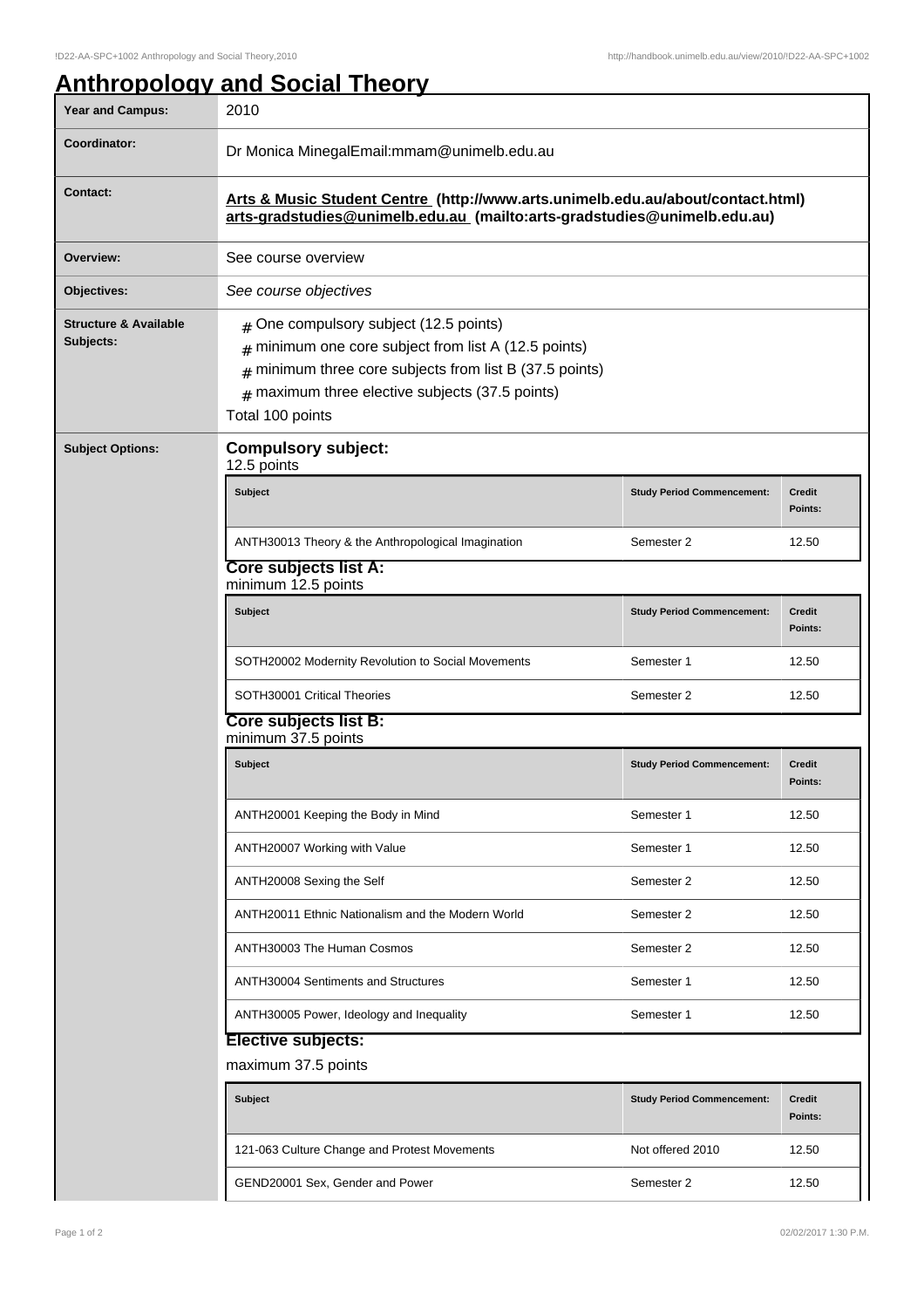# Anthropology and Social Theory

| | |
|---|---|
| **Year and Campus:** | 2010 |
| **Coordinator:** | Dr Monica MinegalEmail:mmam@unimelb.edu.au |
| **Contact:** | **Arts & Music Student Centre (http://www.arts.unimelb.edu.au/about/contact.html)** **arts-gradstudies@unimelb.edu.au (mailto:arts-gradstudies@unimelb.edu.au)** |
| **Overview:** | See course overview |
| **Objectives:** | *See course objectives* |
| **Structure & Available Subjects:** | # One compulsory subject (12.5 points) <br> # minimum one core subject from list A (12.5 points) <br> # minimum three core subjects from list B (37.5 points) <br> # maximum three elective subjects (37.5 points) <br> Total 100 points |

**Subject Options:**

### Compulsory subject:

12.5 points

| Subject | Study Period Commencement: | Credit Points: |
|---|---|---|
| ANTH30013 Theory & the Anthropological Imagination | Semester 2 | 12.50 |

### Core subjects list A:

minimum 12.5 points

| Subject | Study Period Commencement: | Credit Points: |
|---|---|---|
| SOTH20002 Modernity Revolution to Social Movements | Semester 1 | 12.50 |
| SOTH30001 Critical Theories | Semester 2 | 12.50 |

### Core subjects list B:

minimum 37.5 points

| Subject | Study Period Commencement: | Credit Points: |
|---|---|---|
| ANTH20001 Keeping the Body in Mind | Semester 1 | 12.50 |
| ANTH20007 Working with Value | Semester 1 | 12.50 |
| ANTH20008 Sexing the Self | Semester 2 | 12.50 |
| ANTH20011 Ethnic Nationalism and the Modern World | Semester 2 | 12.50 |
| ANTH30003 The Human Cosmos | Semester 2 | 12.50 |
| ANTH30004 Sentiments and Structures | Semester 1 | 12.50 |
| ANTH30005 Power, Ideology and Inequality | Semester 1 | 12.50 |

### Elective subjects:

maximum 37.5 points

| Subject | Study Period Commencement: | Credit Points: |
|---|---|---|
| 121-063 Culture Change and Protest Movements | Not offered 2010 | 12.50 |
| GEND20001 Sex, Gender and Power | Semester 2 | 12.50 |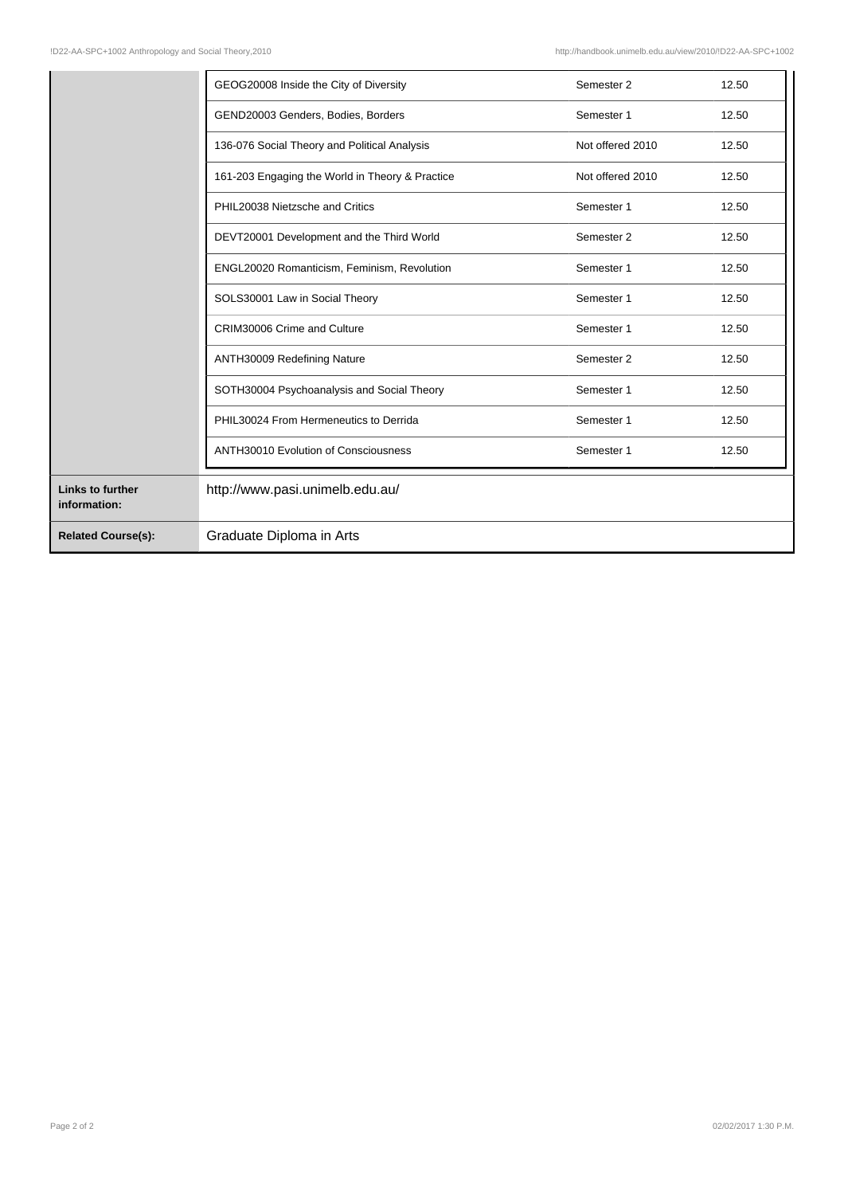| | | | |
|---|---|---|---|
| | GEOG20008 Inside the City of Diversity | Semester 2 | 12.50 |
| | GEND20003 Genders, Bodies, Borders | Semester 1 | 12.50 |
| | 136-076 Social Theory and Political Analysis | Not offered 2010 | 12.50 |
| | 161-203 Engaging the World in Theory & Practice | Not offered 2010 | 12.50 |
| | PHIL20038 Nietzsche and Critics | Semester 1 | 12.50 |
| | DEVT20001 Development and the Third World | Semester 2 | 12.50 |
| | ENGL20020 Romanticism, Feminism, Revolution | Semester 1 | 12.50 |
| | SOLS30001 Law in Social Theory | Semester 1 | 12.50 |
| | CRIM30006 Crime and Culture | Semester 1 | 12.50 |
| | ANTH30009 Redefining Nature | Semester 2 | 12.50 |
| | SOTH30004 Psychoanalysis and Social Theory | Semester 1 | 12.50 |
| | PHIL30024 From Hermeneutics to Derrida | Semester 1 | 12.50 |
| | ANTH30010 Evolution of Consciousness | Semester 1 | 12.50 |
| **Links to further information:** | http://www.pasi.unimelb.edu.au/ | | |
| **Related Course(s):** | Graduate Diploma in Arts | | |